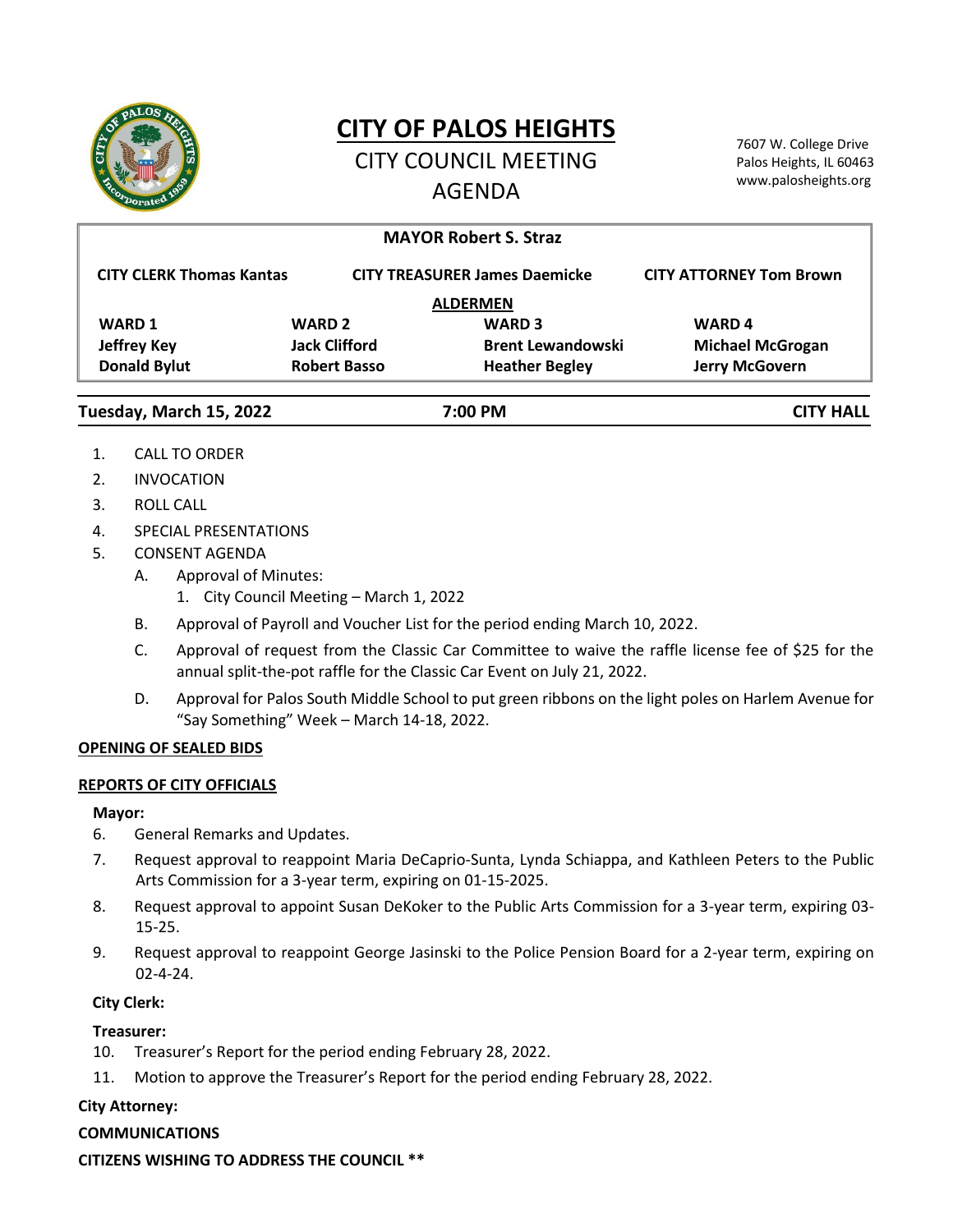# CITY OF PALOS HEIGHTS

## CITY COUNCIL MEETING AGENDA

7607 W. College Drive
Palos Heights, IL 60463
www.palosheights.org

**MAYOR Robert S. Straz**

| **CITY CLERK Thomas Kantas** | **CITY TREASURER James Daemicke** | **CITY ATTORNEY Tom Brown** |
|---|---|---|

**ALDERMEN**

| **WARD 1** | **WARD 2** | **WARD 3** | **WARD 4** |
|---|---|---|---|
| **Jeffrey Key** | **Jack Clifford** | **Brent Lewandowski** | **Michael McGrogan** |
| **Donald Bylut** | **Robert Basso** | **Heather Begley** | **Jerry McGovern** |

**Tuesday, March 15, 2022** | **7:00 PM** | **CITY HALL**

1. CALL TO ORDER
2. INVOCATION
3. ROLL CALL
4. SPECIAL PRESENTATIONS
5. CONSENT AGENDA
   - A. Approval of Minutes:
     1. City Council Meeting – March 1, 2022
   - B. Approval of Payroll and Voucher List for the period ending March 10, 2022.
   - C. Approval of request from the Classic Car Committee to waive the raffle license fee of $25 for the annual split-the-pot raffle for the Classic Car Event on July 21, 2022.
   - D. Approval for Palos South Middle School to put green ribbons on the light poles on Harlem Avenue for "Say Something" Week – March 14-18, 2022.

**OPENING OF SEALED BIDS**

**REPORTS OF CITY OFFICIALS**

**Mayor:**

6. General Remarks and Updates.
7. Request approval to reappoint Maria DeCaprio-Sunta, Lynda Schiappa, and Kathleen Peters to the Public Arts Commission for a 3-year term, expiring on 01-15-2025.
8. Request approval to appoint Susan DeKoker to the Public Arts Commission for a 3-year term, expiring 03-15-25.
9. Request approval to reappoint George Jasinski to the Police Pension Board for a 2-year term, expiring on 02-4-24.

**City Clerk:**

**Treasurer:**

10. Treasurer's Report for the period ending February 28, 2022.
11. Motion to approve the Treasurer's Report for the period ending February 28, 2022.

**City Attorney:**

**COMMUNICATIONS**

**CITIZENS WISHING TO ADDRESS THE COUNCIL \*\***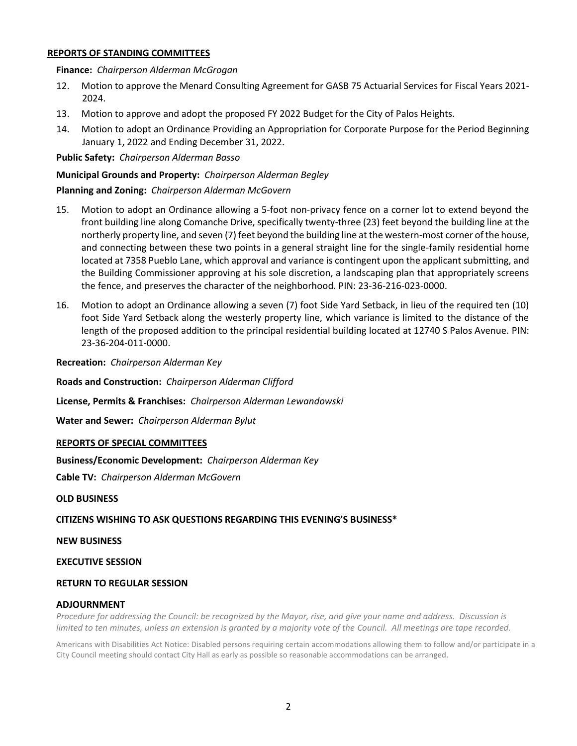## REPORTS OF STANDING COMMITTEES

**Finance:** *Chairperson Alderman McGrogan*

12. Motion to approve the Menard Consulting Agreement for GASB 75 Actuarial Services for Fiscal Years 2021-2024.
13. Motion to approve and adopt the proposed FY 2022 Budget for the City of Palos Heights.
14. Motion to adopt an Ordinance Providing an Appropriation for Corporate Purpose for the Period Beginning January 1, 2022 and Ending December 31, 2022.

**Public Safety:** *Chairperson Alderman Basso*

**Municipal Grounds and Property:** *Chairperson Alderman Begley*

**Planning and Zoning:** *Chairperson Alderman McGovern*

15. Motion to adopt an Ordinance allowing a 5-foot non-privacy fence on a corner lot to extend beyond the front building line along Comanche Drive, specifically twenty-three (23) feet beyond the building line at the northerly property line, and seven (7) feet beyond the building line at the western-most corner of the house, and connecting between these two points in a general straight line for the single-family residential home located at 7358 Pueblo Lane, which approval and variance is contingent upon the applicant submitting, and the Building Commissioner approving at his sole discretion, a landscaping plan that appropriately screens the fence, and preserves the character of the neighborhood. PIN: 23-36-216-023-0000.
16. Motion to adopt an Ordinance allowing a seven (7) foot Side Yard Setback, in lieu of the required ten (10) foot Side Yard Setback along the westerly property line, which variance is limited to the distance of the length of the proposed addition to the principal residential building located at 12740 S Palos Avenue. PIN: 23-36-204-011-0000.

**Recreation:** *Chairperson Alderman Key*

**Roads and Construction:** *Chairperson Alderman Clifford*

**License, Permits & Franchises:** *Chairperson Alderman Lewandowski*

**Water and Sewer:** *Chairperson Alderman Bylut*

## REPORTS OF SPECIAL COMMITTEES

**Business/Economic Development:** *Chairperson Alderman Key*

**Cable TV:** *Chairperson Alderman McGovern*

**OLD BUSINESS**

**CITIZENS WISHING TO ASK QUESTIONS REGARDING THIS EVENING'S BUSINESS***

**NEW BUSINESS**

**EXECUTIVE SESSION**

**RETURN TO REGULAR SESSION**

**ADJOURNMENT**

*Procedure for addressing the Council: be recognized by the Mayor, rise, and give your name and address. Discussion is limited to ten minutes, unless an extension is granted by a majority vote of the Council. All meetings are tape recorded.*

Americans with Disabilities Act Notice: Disabled persons requiring certain accommodations allowing them to follow and/or participate in a City Council meeting should contact City Hall as early as possible so reasonable accommodations can be arranged.